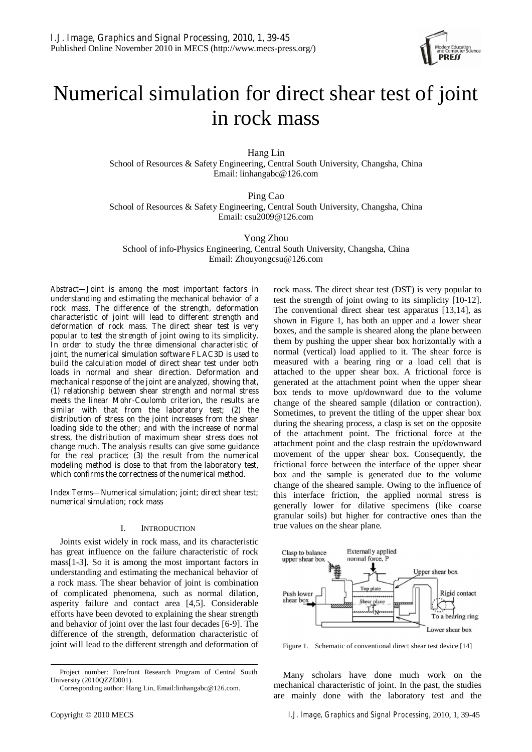# Numerical simulation for direct shear test of joint in rock mass

Hang Lin
School of Resources & Safety Engineering, Central South University, Changsha, China
Email: linhangabc@126.com

Ping Cao
School of Resources & Safety Engineering, Central South University, Changsha, China
Email: csu2009@126.com

Yong Zhou
School of info-Physics Engineering, Central South University, Changsha, China
Email: Zhouyongcsu@126.com

*Abstract*—Joint is among the most important factors in understanding and estimating the mechanical behavior of a rock mass. The difference of the strength, deformation characteristic of joint will lead to different strength and deformation of rock mass. The direct shear test is very popular to test the strength of joint owing to its simplicity. In order to study the three dimensional characteristic of joint, the numerical simulation software FLAC3D is used to build the calculation model of direct shear test under both loads in normal and shear direction. Deformation and mechanical response of the joint are analyzed, showing that, (1) relationship between shear strength and normal stress meets the linear Mohr-Coulomb criterion, the results are similar with that from the laboratory test; (2) the distribution of stress on the joint increases from the shear loading side to the other; and with the increase of normal stress, the distribution of maximum shear stress does not change much. The analysis results can give some guidance for the real practice; (3) the result from the numerical modeling method is close to that from the laboratory test, which confirms the correctness of the numerical method.

*Index Terms*—Numerical simulation; joint; direct shear test; numerical simulation; rock mass

## I. INTRODUCTION

Joints exist widely in rock mass, and its characteristic has great influence on the failure characteristic of rock mass[1-3]. So it is among the most important factors in understanding and estimating the mechanical behavior of a rock mass. The shear behavior of joint is combination of complicated phenomena, such as normal dilation, asperity failure and contact area [4,5]. Considerable efforts have been devoted to explaining the shear strength and behavior of joint over the last four decades [6-9]. The difference of the strength, deformation characteristic of joint will lead to the different strength and deformation of rock mass. The direct shear test (DST) is very popular to test the strength of joint owing to its simplicity [10-12]. The conventional direct shear test apparatus [13,14], as shown in Figure 1, has both an upper and a lower shear boxes, and the sample is sheared along the plane between them by pushing the upper shear box horizontally with a normal (vertical) load applied to it. The shear force is measured with a bearing ring or a load cell that is attached to the upper shear box. A frictional force is generated at the attachment point when the upper shear box tends to move up/downward due to the volume change of the sheared sample (dilation or contraction). Sometimes, to prevent the titling of the upper shear box during the shearing process, a clasp is set on the opposite of the attachment point. The frictional force at the attachment point and the clasp restrain the up/downward movement of the upper shear box. Consequently, the frictional force between the interface of the upper shear box and the sample is generated due to the volume change of the sheared sample. Owing to the influence of this interface friction, the applied normal stress is generally lower for dilative specimens (like coarse granular soils) but higher for contractive ones than the true values on the shear plane.

Figure 1. Schematic of conventional direct shear test device [14]

Many scholars have done much work on the mechanical characteristic of joint. In the past, the studies are mainly done with the laboratory test and the

Project number: Forefront Research Program of Central South University (2010QZZD001).

Corresponding author: Hang Lin, Email:linhangabc@126.com.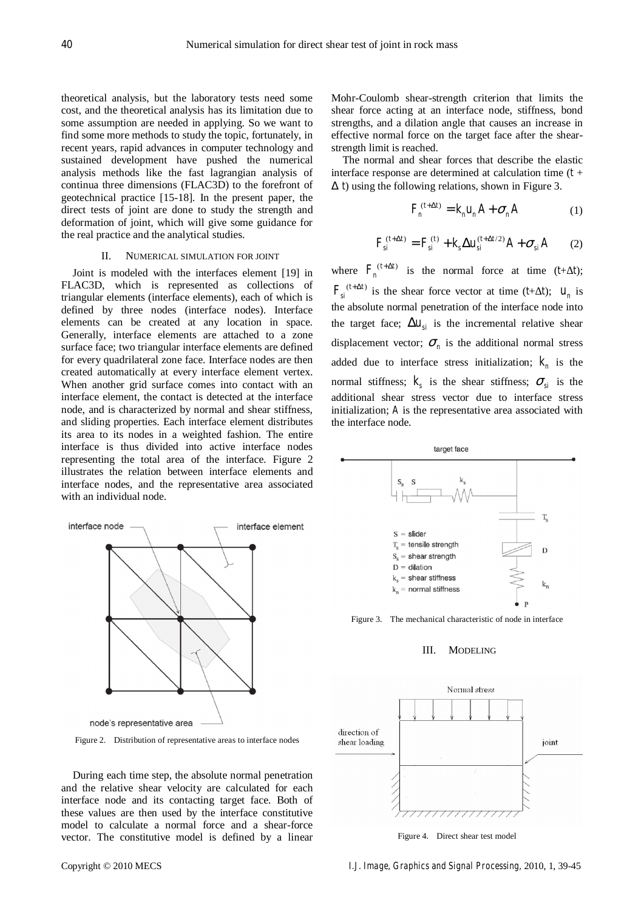theoretical analysis, but the laboratory tests need some cost, and the theoretical analysis has its limitation due to some assumption are needed in applying. So we want to find some more methods to study the topic, fortunately, in recent years, rapid advances in computer technology and sustained development have pushed the numerical analysis methods like the fast lagrangian analysis of continua three dimensions (FLAC3D) to the forefront of geotechnical practice [15-18]. In the present paper, the direct tests of joint are done to study the strength and deformation of joint, which will give some guidance for the real practice and the analytical studies.

## II. NUMERICAL SIMULATION FOR JOINT

Joint is modeled with the interfaces element [19] in FLAC3D, which is represented as collections of triangular elements (interface elements), each of which is defined by three nodes (interface nodes). Interface elements can be created at any location in space. Generally, interface elements are attached to a zone surface face; two triangular interface elements are defined for every quadrilateral zone face. Interface nodes are then created automatically at every interface element vertex. When another grid surface comes into contact with an interface element, the contact is detected at the interface node, and is characterized by normal and shear stiffness, and sliding properties. Each interface element distributes its area to its nodes in a weighted fashion. The entire interface is thus divided into active interface nodes representing the total area of the interface. Figure 2 illustrates the relation between interface elements and interface nodes, and the representative area associated with an individual node.

Figure 2. Distribution of representative areas to interface nodes

During each time step, the absolute normal penetration and the relative shear velocity are calculated for each interface node and its contacting target face. Both of these values are then used by the interface constitutive model to calculate a normal force and a shear-force vector. The constitutive model is defined by a linear Mohr-Coulomb shear-strength criterion that limits the shear force acting at an interface node, stiffness, bond strengths, and a dilation angle that causes an increase in effective normal force on the target face after the shear-strength limit is reached.

The normal and shear forces that describe the elastic interface response are determined at calculation time ($t + \Delta t$) using the following relations, shown in Figure 3.

$$F_n^{(t+\Delta t)} = k_n u_n A + \sigma_n A \tag{1}$$

$$F_{si}^{(t+\Delta t)} = F_{si}^{(t)} + k_s \Delta u_{si}^{(t+\Delta t/2)} A + \sigma_{si} A \tag{2}$$

where $F_n^{(t+\Delta t)}$ is the normal force at time ($t+\Delta t$); $F_{si}^{(t+\Delta t)}$ is the shear force vector at time ($t+\Delta t$); $u_n$ is the absolute normal penetration of the interface node into the target face; $\Delta u_{si}$ is the incremental relative shear displacement vector; $\sigma_n$ is the additional normal stress added due to interface stress initialization; $k_n$ is the normal stiffness; $k_s$ is the shear stiffness; $\sigma_{si}$ is the additional shear stress vector due to interface stress initialization; $A$ is the representative area associated with the interface node.

Figure 3. The mechanical characteristic of node in interface

## III. MODELING

Figure 4. Direct shear test model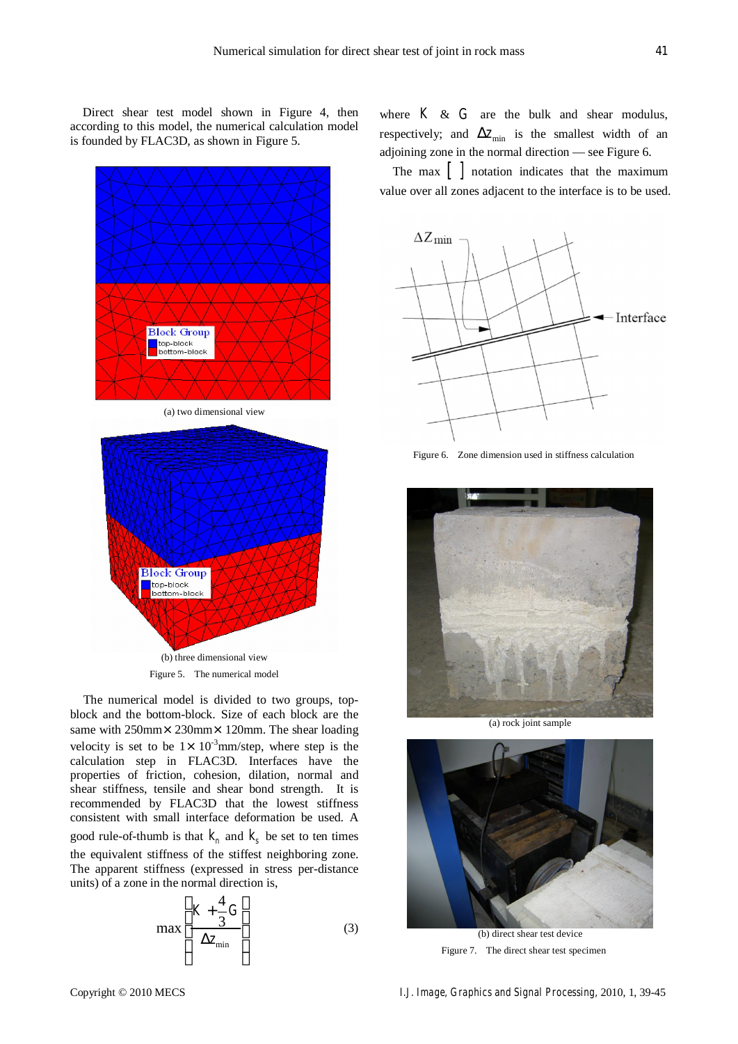Direct shear test model shown in Figure 4, then according to this model, the numerical calculation model is founded by FLAC3D, as shown in Figure 5.

(a) two dimensional view

(b) three dimensional view

Figure 5. The numerical model

The numerical model is divided to two groups, top-block and the bottom-block. Size of each block are the same with 250mm× 230mm× 120mm. The shear loading velocity is set to be $1\times 10^{-3}$mm/step, where step is the calculation step in FLAC3D. Interfaces have the properties of friction, cohesion, dilation, normal and shear stiffness, tensile and shear bond strength. It is recommended by FLAC3D that the lowest stiffness consistent with small interface deformation be used. A good rule-of-thumb is that $k_n$ and $k_s$ be set to ten times the equivalent stiffness of the stiffest neighboring zone. The apparent stiffness (expressed in stress per-distance units) of a zone in the normal direction is,

$$\max\left[\frac{K+\frac{4}{3}G}{\Delta z_{min}}\right] \tag{3}$$

where $K$ & $G$ are the bulk and shear modulus, respectively; and $\Delta z_{min}$ is the smallest width of an adjoining zone in the normal direction — see Figure 6.

The max [ ] notation indicates that the maximum value over all zones adjacent to the interface is to be used.

Figure 6. Zone dimension used in stiffness calculation

(a) rock joint sample

(b) direct shear test device

Figure 7. The direct shear test specimen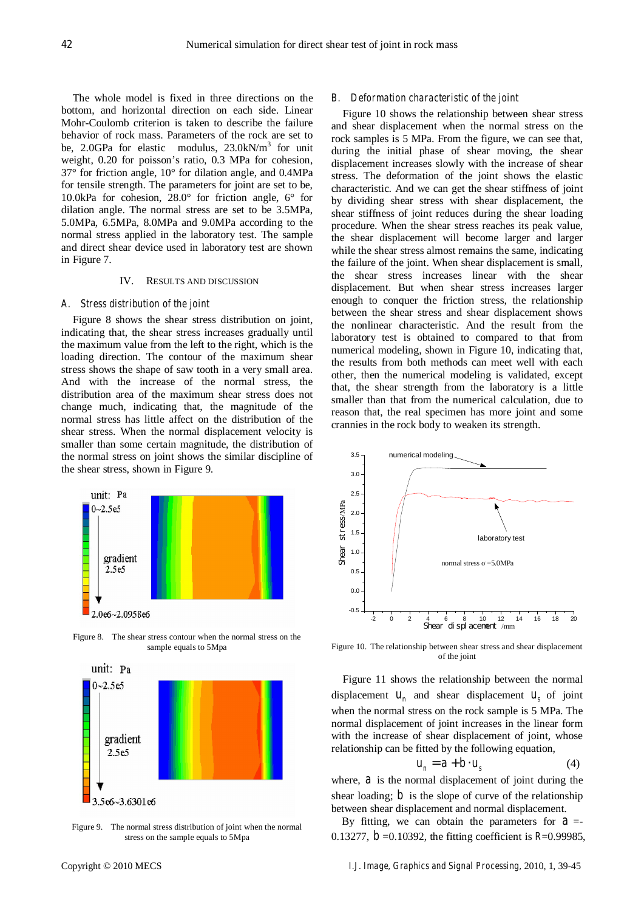The whole model is fixed in three directions on the bottom, and horizontal direction on each side. Linear Mohr-Coulomb criterion is taken to describe the failure behavior of rock mass. Parameters of the rock are set to be, 2.0GPa for elastic modulus, 23.0kN/m$^3$ for unit weight, 0.20 for poisson's ratio, 0.3 MPa for cohesion, 37° for friction angle, 10° for dilation angle, and 0.4MPa for tensile strength. The parameters for joint are set to be, 10.0kPa for cohesion, 28.0° for friction angle, 6° for dilation angle. The normal stress are set to be 3.5MPa, 5.0MPa, 6.5MPa, 8.0MPa and 9.0MPa according to the normal stress applied in the laboratory test. The sample and direct shear device used in laboratory test are shown in Figure 7.

## IV. Results and Discussion

### A. Stress distribution of the joint

Figure 8 shows the shear stress distribution on joint, indicating that, the shear stress increases gradually until the maximum value from the left to the right, which is the loading direction. The contour of the maximum shear stress shows the shape of saw tooth in a very small area. And with the increase of the normal stress, the distribution area of the maximum shear stress does not change much, indicating that, the magnitude of the normal stress has little affect on the distribution of the shear stress. When the normal displacement velocity is smaller than some certain magnitude, the distribution of the normal stress on joint shows the similar discipline of the shear stress, shown in Figure 9.

Figure 8. The shear stress contour when the normal stress on the sample equals to 5Mpa

Figure 9. The normal stress distribution of joint when the normal stress on the sample equals to 5Mpa

### B. Deformation characteristic of the joint

Figure 10 shows the relationship between shear stress and shear displacement when the normal stress on the rock samples is 5 MPa. From the figure, we can see that, during the initial phase of shear moving, the shear displacement increases slowly with the increase of shear stress. The deformation of the joint shows the elastic characteristic. And we can get the shear stiffness of joint by dividing shear stress with shear displacement, the shear stiffness of joint reduces during the shear loading procedure. When the shear stress reaches its peak value, the shear displacement will become larger and larger while the shear stress almost remains the same, indicating the failure of the joint. When shear displacement is small, the shear stress increases linear with the shear displacement. But when shear stress increases larger enough to conquer the friction stress, the relationship between the shear stress and shear displacement shows the nonlinear characteristic. And the result from the laboratory test is obtained to compared to that from numerical modeling, shown in Figure 10, indicating that, the results from both methods can meet well with each other, then the numerical modeling is validated, except that, the shear strength from the laboratory is a little smaller than that from the numerical calculation, due to reason that, the real specimen has more joint and some crannies in the rock body to weaken its strength.

Figure 10. The relationship between shear stress and shear displacement of the joint

Figure 11 shows the relationship between the normal displacement $u_n$ and shear displacement $u_s$ of joint when the normal stress on the rock sample is 5 MPa. The normal displacement of joint increases in the linear form with the increase of shear displacement of joint, whose relationship can be fitted by the following equation,

$$u_n = a + b \cdot u_s \tag{4}$$

where, $a$ is the normal displacement of joint during the shear loading; $b$ is the slope of curve of the relationship between shear displacement and normal displacement.

By fitting, we can obtain the parameters for $a$ =-0.13277, $b$ =0.10392, the fitting coefficient is $R$=0.99985,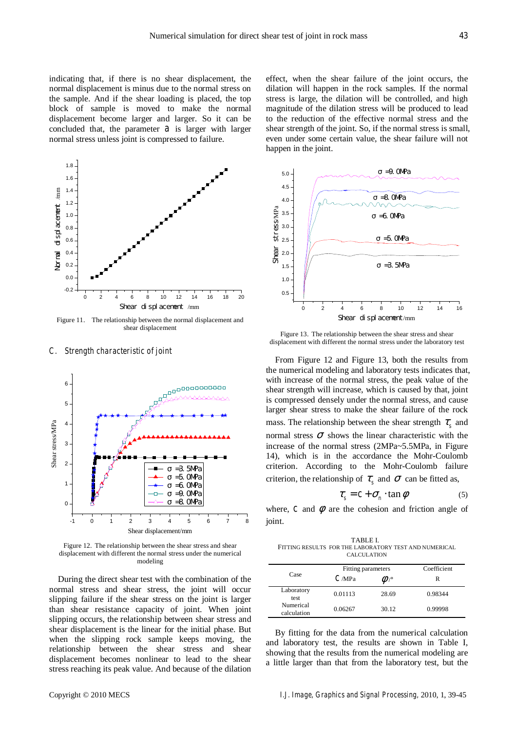indicating that, if there is no shear displacement, the normal displacement is minus due to the normal stress on the sample. And if the shear loading is placed, the top block of sample is moved to make the normal displacement become larger and larger. So it can be concluded that, the parameter $a$ is larger with larger normal stress unless joint is compressed to failure.

Figure 11. The relationship between the normal displacement and shear displacement

### C. Strength characteristic of joint

Figure 12. The relationship between the shear stress and shear displacement with different the normal stress under the numerical modeling

During the direct shear test with the combination of the normal stress and shear stress, the joint will occur slipping failure if the shear stress on the joint is larger than shear resistance capacity of joint. When joint slipping occurs, the relationship between shear stress and shear displacement is the linear for the initial phase. But when the slipping rock sample keeps moving, the relationship between the shear stress and shear displacement becomes nonlinear to lead to the shear stress reaching its peak value. And because of the dilation effect, when the shear failure of the joint occurs, the dilation will happen in the rock samples. If the normal stress is large, the dilation will be controlled, and high magnitude of the dilation stress will be produced to lead to the reduction of the effective normal stress and the shear strength of the joint. So, if the normal stress is small, even under some certain value, the shear failure will not happen in the joint.

Figure 13. The relationship between the shear stress and shear displacement with different the normal stress under the laboratory test

From Figure 12 and Figure 13, both the results from the numerical modeling and laboratory tests indicates that, with increase of the normal stress, the peak value of the shear strength will increase, which is caused by that, joint is compressed densely under the normal stress, and cause larger shear stress to make the shear failure of the rock mass. The relationship between the shear strength $\tau_s$ and normal stress $\sigma$ shows the linear characteristic with the increase of the normal stress (2MPa~5.5MPa, in Figure 14), which is in the accordance the Mohr-Coulomb criterion. According to the Mohr-Coulomb failure criterion, the relationship of $\tau_s$ and $\sigma$ can be fitted as,

$$\tau_s = c + \sigma_n \cdot \tan\phi \tag{5}$$

where, $c$ and $\phi$ are the cohesion and friction angle of joint.

TABLE I.
FITTING RESULTS FOR THE LABORATORY TEST AND NUMERICAL CALCULATION

| Case | Fitting parameters | | Coefficient |
|---|---|---|---|
| | $c$ /MPa | $\phi$ /° | R |
| Laboratory test | 0.01113 | 28.69 | 0.98344 |
| Numerical calculation | 0.06267 | 30.12 | 0.99998 |

By fitting for the data from the numerical calculation and laboratory test, the results are shown in Table I, showing that the results from the numerical modeling are a little larger than that from the laboratory test, but the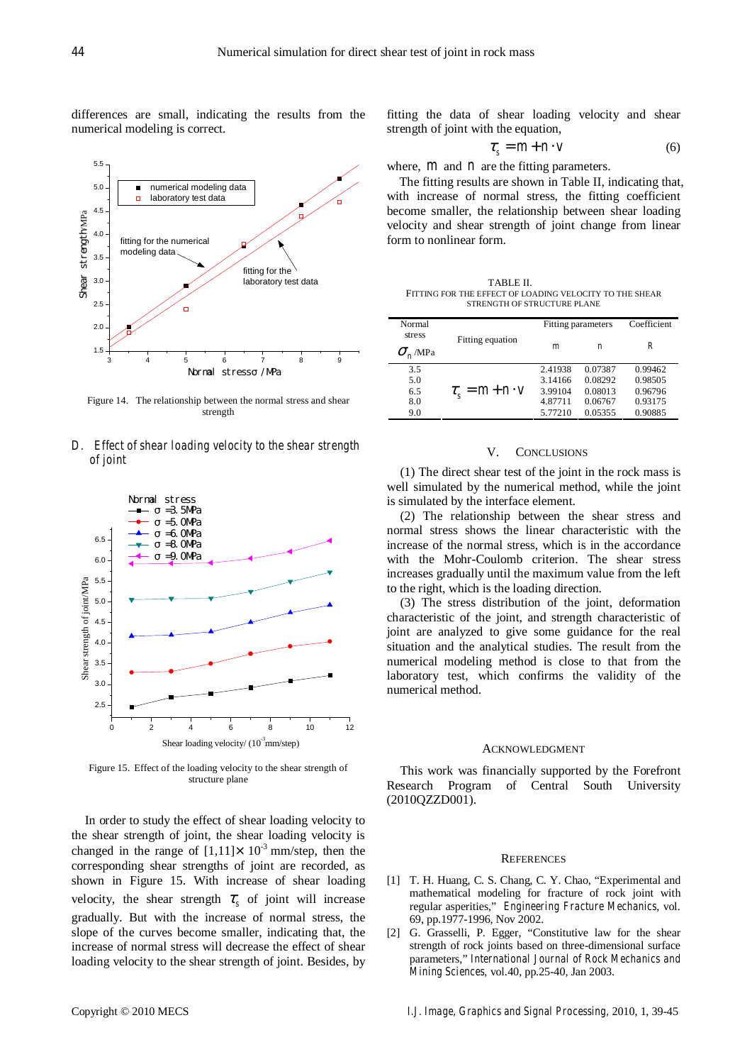differences are small, indicating the results from the numerical modeling is correct.

Figure 14. The relationship between the normal stress and shear strength

### D. Effect of shear loading velocity to the shear strength of joint

Figure 15. Effect of the loading velocity to the shear strength of structure plane

In order to study the effect of shear loading velocity to the shear strength of joint, the shear loading velocity is changed in the range of $[1,11]\times 10^{-3}$ mm/step, then the corresponding shear strengths of joint are recorded, as shown in Figure 15. With increase of shear loading velocity, the shear strength $\tau_s$ of joint will increase gradually. But with the increase of normal stress, the slope of the curves become smaller, indicating that, the increase of normal stress will decrease the effect of shear loading velocity to the shear strength of joint. Besides, by fitting the data of shear loading velocity and shear strength of joint with the equation,

$$\tau_s = m + n \cdot v \tag{6}$$

where, $m$ and $n$ are the fitting parameters.

The fitting results are shown in Table II, indicating that, with increase of normal stress, the fitting coefficient become smaller, the relationship between shear loading velocity and shear strength of joint change from linear form to nonlinear form.

TABLE II.
FITTING FOR THE EFFECT OF LOADING VELOCITY TO THE SHEAR STRENGTH OF STRUCTURE PLANE

| Normal stress $\sigma_n$ /MPa | Fitting equation | Fitting parameters | | Coefficient |
|---|---|---|---|---|
| | | m | n | R |
| 3.5 | $\tau_s = m + n \cdot v$ | 2.41938 | 0.07387 | 0.99462 |
| 5.0 | | 3.14166 | 0.08292 | 0.98505 |
| 6.5 | | 3.99104 | 0.08013 | 0.96796 |
| 8.0 | | 4.87711 | 0.06767 | 0.93175 |
| 9.0 | | 5.77210 | 0.05355 | 0.90885 |

## V. CONCLUSIONS

(1) The direct shear test of the joint in the rock mass is well simulated by the numerical method, while the joint is simulated by the interface element.

(2) The relationship between the shear stress and normal stress shows the linear characteristic with the increase of the normal stress, which is in the accordance with the Mohr-Coulomb criterion. The shear stress increases gradually until the maximum value from the left to the right, which is the loading direction.

(3) The stress distribution of the joint, deformation characteristic of the joint, and strength characteristic of joint are analyzed to give some guidance for the real situation and the analytical studies. The result from the numerical modeling method is close to that from the laboratory test, which confirms the validity of the numerical method.

## ACKNOWLEDGMENT

This work was financially supported by the Forefront Research Program of Central South University (2010QZZD001).

## REFERENCES

[1] T. H. Huang, C. S. Chang, C. Y. Chao, "Experimental and mathematical modeling for fracture of rock joint with regular asperities," *Engineering Fracture Mechanics*, vol. 69, pp.1977-1996, Nov 2002.

[2] G. Grasselli, P. Egger, "Constitutive law for the shear strength of rock joints based on three-dimensional surface parameters," *International Journal of Rock Mechanics and Mining Sciences*, vol.40, pp.25-40, Jan 2003.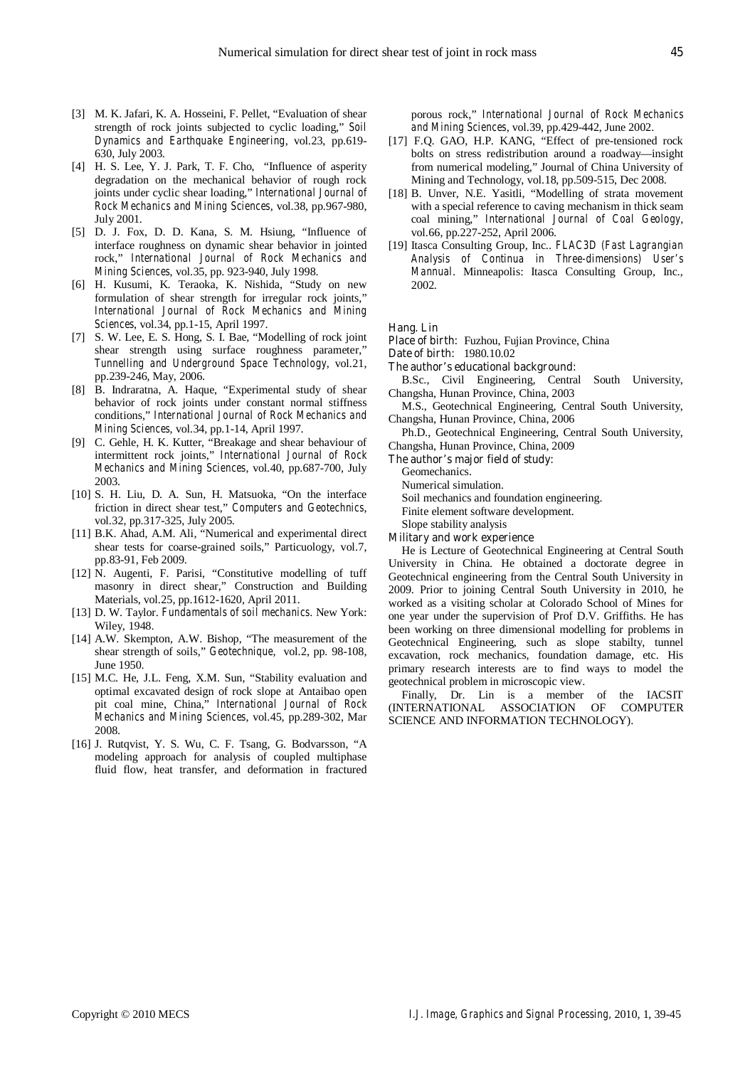[3] M. K. Jafari, K. A. Hosseini, F. Pellet, "Evaluation of shear strength of rock joints subjected to cyclic loading," *Soil Dynamics and Earthquake Engineering*, vol.23, pp.619-630, July 2003.

[4] H. S. Lee, Y. J. Park, T. F. Cho, "Influence of asperity degradation on the mechanical behavior of rough rock joints under cyclic shear loading," *International Journal of Rock Mechanics and Mining Sciences*, vol.38, pp.967-980, July 2001.

[5] D. J. Fox, D. D. Kana, S. M. Hsiung, "Influence of interface roughness on dynamic shear behavior in jointed rock," *International Journal of Rock Mechanics and Mining Sciences*, vol.35, pp. 923-940, July 1998.

[6] H. Kusumi, K. Teraoka, K. Nishida, "Study on new formulation of shear strength for irregular rock joints," *International Journal of Rock Mechanics and Mining Sciences*, vol.34, pp.1-15, April 1997.

[7] S. W. Lee, E. S. Hong, S. I. Bae, "Modelling of rock joint shear strength using surface roughness parameter," *Tunnelling and Underground Space Technology*, vol.21, pp.239-246, May, 2006.

[8] B. Indraratna, A. Haque, "Experimental study of shear behavior of rock joints under constant normal stiffness conditions," *International Journal of Rock Mechanics and Mining Sciences*, vol.34, pp.1-14, April 1997.

[9] C. Gehle, H. K. Kutter, "Breakage and shear behaviour of intermittent rock joints," *International Journal of Rock Mechanics and Mining Sciences*, vol.40, pp.687-700, July 2003.

[10] S. H. Liu, D. A. Sun, H. Matsuoka, "On the interface friction in direct shear test," *Computers and Geotechnics*, vol.32, pp.317-325, July 2005.

[11] B.K. Ahad, A.M. Ali, "Numerical and experimental direct shear tests for coarse-grained soils," Particuology, vol.7, pp.83-91, Feb 2009.

[12] N. Augenti, F. Parisi, "Constitutive modelling of tuff masonry in direct shear," Construction and Building Materials, vol.25, pp.1612-1620, April 2011.

[13] D. W. Taylor. *Fundamentals of soil mechanics*. New York: Wiley, 1948.

[14] A.W. Skempton, A.W. Bishop, "The measurement of the shear strength of soils," *Geotechnique*, vol.2, pp. 98-108, June 1950.

[15] M.C. He, J.L. Feng, X.M. Sun, "Stability evaluation and optimal excavated design of rock slope at Antaibao open pit coal mine, China," *International Journal of Rock Mechanics and Mining Sciences*, vol.45, pp.289-302, Mar 2008.

[16] J. Rutqvist, Y. S. Wu, C. F. Tsang, G. Bodvarsson, "A modeling approach for analysis of coupled multiphase fluid flow, heat transfer, and deformation in fractured porous rock," *International Journal of Rock Mechanics and Mining Sciences*, vol.39, pp.429-442, June 2002.

[17] F.Q. GAO, H.P. KANG, "Effect of pre-tensioned rock bolts on stress redistribution around a roadway—insight from numerical modeling," Journal of China University of Mining and Technology, vol.18, pp.509-515, Dec 2008.

[18] B. Unver, N.E. Yasitli, "Modelling of strata movement with a special reference to caving mechanism in thick seam coal mining," *International Journal of Coal Geology*, vol.66, pp.227-252, April 2006.

[19] Itasca Consulting Group, Inc.. *FLAC3D (Fast Lagrangian Analysis of Continua in Three-dimensions) User's Mannual*. Minneapolis: Itasca Consulting Group, Inc., 2002.

**Hang. Lin**

**Place of birth:** Fuzhou, Fujian Province, China

**Date of birth:** 1980.10.02

**The author's educational background:**

B.Sc., Civil Engineering, Central South University, Changsha, Hunan Province, China, 2003

M.S., Geotechnical Engineering, Central South University, Changsha, Hunan Province, China, 2006

Ph.D., Geotechnical Engineering, Central South University, Changsha, Hunan Province, China, 2009

**The author's major field of study:**

Geomechanics.

Numerical simulation.

Soil mechanics and foundation engineering.

Finite element software development.

Slope stability analysis

**Military and work experience**

He is Lecture of Geotechnical Engineering at Central South University in China. He obtained a doctorate degree in Geotechnical engineering from the Central South University in 2009. Prior to joining Central South University in 2010, he worked as a visiting scholar at Colorado School of Mines for one year under the supervision of Prof D.V. Griffiths. He has been working on three dimensional modelling for problems in Geotechnical Engineering, such as slope stabilty, tunnel excavation, rock mechanics, foundation damage, etc. His primary research interests are to find ways to model the geotechnical problem in microscopic view.

Finally, Dr. Lin is a member of the IACSIT (INTERNATIONAL ASSOCIATION OF COMPUTER SCIENCE AND INFORMATION TECHNOLOGY).